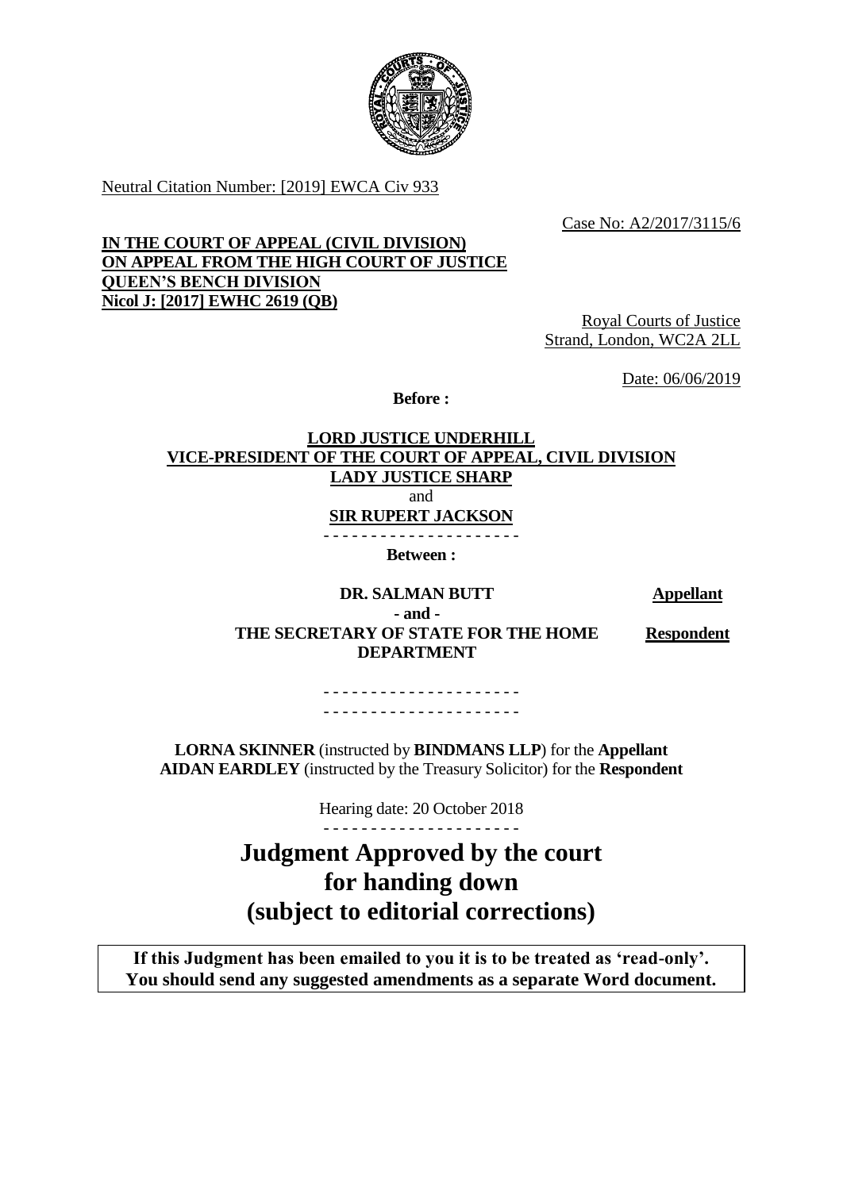Neutral Citation Number: [2019] EWCA Civ 933

Case No: A2/2017/3115/6

**IN THE COURT OF APPEAL (CIVIL DIVISION)**
**ON APPEAL FROM THE HIGH COURT OF JUSTICE**
**QUEEN'S BENCH DIVISION**
**Nicol J: [2017] EWHC 2619 (QB)**

Royal Courts of Justice
Strand, London, WC2A 2LL

Date: 06/06/2019

**Before :**

**LORD JUSTICE UNDERHILL**
**VICE-PRESIDENT OF THE COURT OF APPEAL, CIVIL DIVISION**
**LADY JUSTICE SHARP**
and
**SIR RUPERT JACKSON**

- - - - - - - - - - - - - - - - - - - - -

**Between :**

| | |
|---|---|
| **DR. SALMAN BUTT** | **Appellant** |
| **- and -** | |
| **THE SECRETARY OF STATE FOR THE HOME DEPARTMENT** | **Respondent** |

- - - - - - - - - - - - - - - - - - - - -

- - - - - - - - - - - - - - - - - - - - -

**LORNA SKINNER** (instructed by **BINDMANS LLP**) for the **Appellant**
**AIDAN EARDLEY** (instructed by the Treasury Solicitor) for the **Respondent**

Hearing date: 20 October 2018

- - - - - - - - - - - - - - - - - - - - -

# Judgment Approved by the court for handing down (subject to editorial corrections)

**If this Judgment has been emailed to you it is to be treated as 'read-only'. You should send any suggested amendments as a separate Word document.**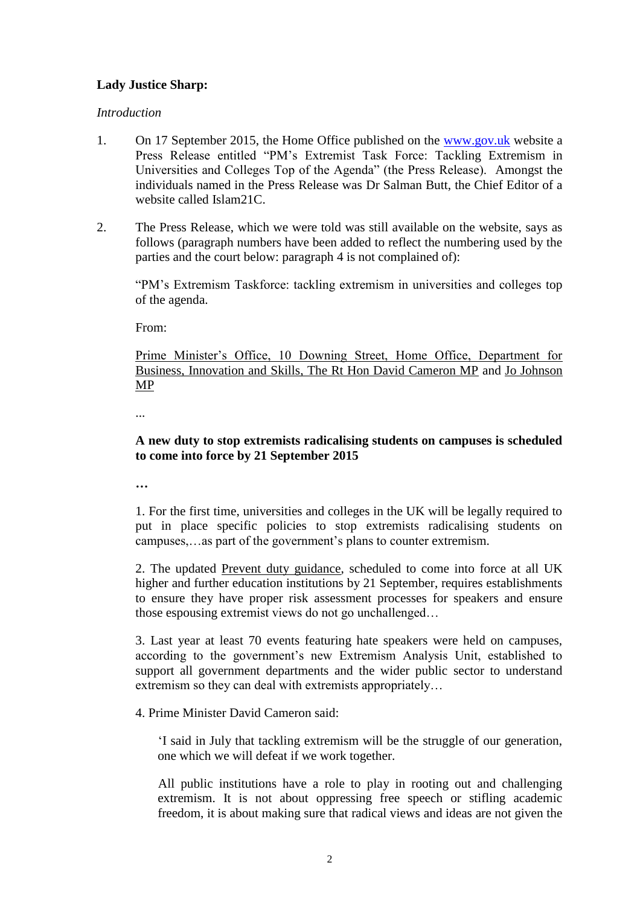**Lady Justice Sharp:**

*Introduction*

1. On 17 September 2015, the Home Office published on the www.gov.uk website a Press Release entitled "PM's Extremist Task Force: Tackling Extremism in Universities and Colleges Top of the Agenda" (the Press Release). Amongst the individuals named in the Press Release was Dr Salman Butt, the Chief Editor of a website called Islam21C.

2. The Press Release, which we were told was still available on the website, says as follows (paragraph numbers have been added to reflect the numbering used by the parties and the court below: paragraph 4 is not complained of):

   "PM's Extremism Taskforce: tackling extremism in universities and colleges top of the agenda.

   From:

   Prime Minister's Office, 10 Downing Street, Home Office, Department for Business, Innovation and Skills, The Rt Hon David Cameron MP and Jo Johnson MP

   ...

   **A new duty to stop extremists radicalising students on campuses is scheduled to come into force by 21 September 2015**

   **…**

   1. For the first time, universities and colleges in the UK will be legally required to put in place specific policies to stop extremists radicalising students on campuses,…as part of the government's plans to counter extremism.

   2. The updated Prevent duty guidance, scheduled to come into force at all UK higher and further education institutions by 21 September, requires establishments to ensure they have proper risk assessment processes for speakers and ensure those espousing extremist views do not go unchallenged…

   3. Last year at least 70 events featuring hate speakers were held on campuses, according to the government's new Extremism Analysis Unit, established to support all government departments and the wider public sector to understand extremism so they can deal with extremists appropriately…

   4. Prime Minister David Cameron said:

   > 'I said in July that tackling extremism will be the struggle of our generation, one which we will defeat if we work together.
   >
   > All public institutions have a role to play in rooting out and challenging extremism. It is not about oppressing free speech or stifling academic freedom, it is about making sure that radical views and ideas are not given the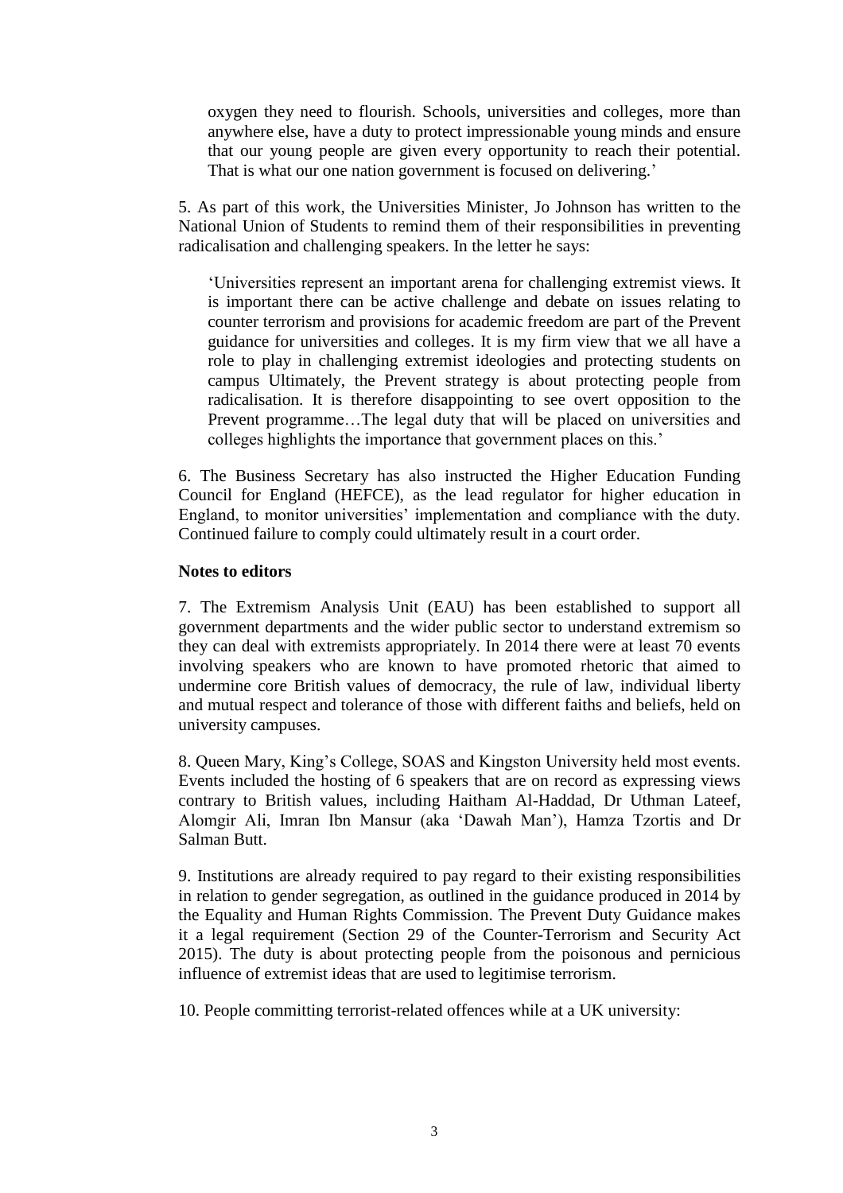oxygen they need to flourish. Schools, universities and colleges, more than anywhere else, have a duty to protect impressionable young minds and ensure that our young people are given every opportunity to reach their potential. That is what our one nation government is focused on delivering.'

5. As part of this work, the Universities Minister, Jo Johnson has written to the National Union of Students to remind them of their responsibilities in preventing radicalisation and challenging speakers. In the letter he says:

> 'Universities represent an important arena for challenging extremist views. It is important there can be active challenge and debate on issues relating to counter terrorism and provisions for academic freedom are part of the Prevent guidance for universities and colleges. It is my firm view that we all have a role to play in challenging extremist ideologies and protecting students on campus Ultimately, the Prevent strategy is about protecting people from radicalisation. It is therefore disappointing to see overt opposition to the Prevent programme…The legal duty that will be placed on universities and colleges highlights the importance that government places on this.'

6. The Business Secretary has also instructed the Higher Education Funding Council for England (HEFCE), as the lead regulator for higher education in England, to monitor universities' implementation and compliance with the duty. Continued failure to comply could ultimately result in a court order.

**Notes to editors**

7. The Extremism Analysis Unit (EAU) has been established to support all government departments and the wider public sector to understand extremism so they can deal with extremists appropriately. In 2014 there were at least 70 events involving speakers who are known to have promoted rhetoric that aimed to undermine core British values of democracy, the rule of law, individual liberty and mutual respect and tolerance of those with different faiths and beliefs, held on university campuses.

8. Queen Mary, King's College, SOAS and Kingston University held most events. Events included the hosting of 6 speakers that are on record as expressing views contrary to British values, including Haitham Al-Haddad, Dr Uthman Lateef, Alomgir Ali, Imran Ibn Mansur (aka 'Dawah Man'), Hamza Tzortis and Dr Salman Butt.

9. Institutions are already required to pay regard to their existing responsibilities in relation to gender segregation, as outlined in the guidance produced in 2014 by the Equality and Human Rights Commission. The Prevent Duty Guidance makes it a legal requirement (Section 29 of the Counter-Terrorism and Security Act 2015). The duty is about protecting people from the poisonous and pernicious influence of extremist ideas that are used to legitimise terrorism.

10. People committing terrorist-related offences while at a UK university: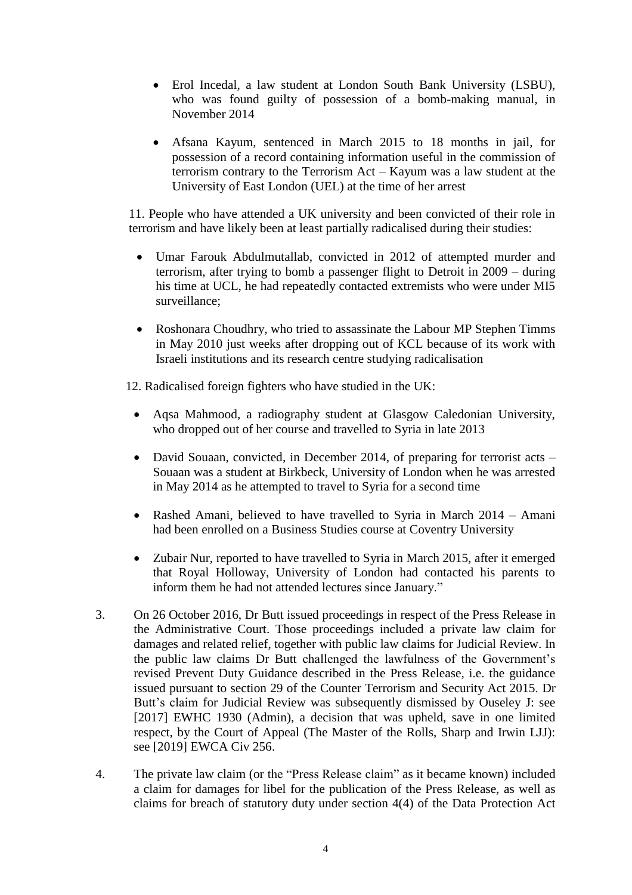- Erol Incedal, a law student at London South Bank University (LSBU), who was found guilty of possession of a bomb-making manual, in November 2014

- Afsana Kayum, sentenced in March 2015 to 18 months in jail, for possession of a record containing information useful in the commission of terrorism contrary to the Terrorism Act – Kayum was a law student at the University of East London (UEL) at the time of her arrest

11. People who have attended a UK university and been convicted of their role in terrorism and have likely been at least partially radicalised during their studies:

- Umar Farouk Abdulmutallab, convicted in 2012 of attempted murder and terrorism, after trying to bomb a passenger flight to Detroit in 2009 – during his time at UCL, he had repeatedly contacted extremists who were under MI5 surveillance;

- Roshonara Choudhry, who tried to assassinate the Labour MP Stephen Timms in May 2010 just weeks after dropping out of KCL because of its work with Israeli institutions and its research centre studying radicalisation

12. Radicalised foreign fighters who have studied in the UK:

- Aqsa Mahmood, a radiography student at Glasgow Caledonian University, who dropped out of her course and travelled to Syria in late 2013

- David Souaan, convicted, in December 2014, of preparing for terrorist acts – Souaan was a student at Birkbeck, University of London when he was arrested in May 2014 as he attempted to travel to Syria for a second time

- Rashed Amani, believed to have travelled to Syria in March 2014 – Amani had been enrolled on a Business Studies course at Coventry University

- Zubair Nur, reported to have travelled to Syria in March 2015, after it emerged that Royal Holloway, University of London had contacted his parents to inform them he had not attended lectures since January."

3. On 26 October 2016, Dr Butt issued proceedings in respect of the Press Release in the Administrative Court. Those proceedings included a private law claim for damages and related relief, together with public law claims for Judicial Review. In the public law claims Dr Butt challenged the lawfulness of the Government's revised Prevent Duty Guidance described in the Press Release, i.e. the guidance issued pursuant to section 29 of the Counter Terrorism and Security Act 2015. Dr Butt's claim for Judicial Review was subsequently dismissed by Ouseley J: see [2017] EWHC 1930 (Admin), a decision that was upheld, save in one limited respect, by the Court of Appeal (The Master of the Rolls, Sharp and Irwin LJJ): see [2019] EWCA Civ 256.

4. The private law claim (or the "Press Release claim" as it became known) included a claim for damages for libel for the publication of the Press Release, as well as claims for breach of statutory duty under section 4(4) of the Data Protection Act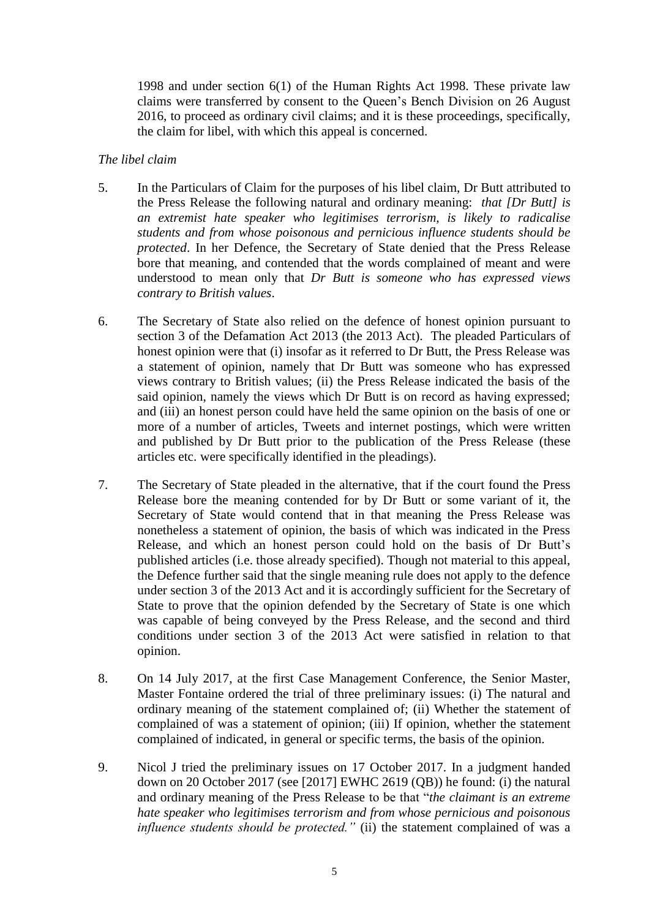1998 and under section 6(1) of the Human Rights Act 1998. These private law claims were transferred by consent to the Queen's Bench Division on 26 August 2016, to proceed as ordinary civil claims; and it is these proceedings, specifically, the claim for libel, with which this appeal is concerned.

*The libel claim*

5. In the Particulars of Claim for the purposes of his libel claim, Dr Butt attributed to the Press Release the following natural and ordinary meaning: *that [Dr Butt] is an extremist hate speaker who legitimises terrorism, is likely to radicalise students and from whose poisonous and pernicious influence students should be protected*. In her Defence, the Secretary of State denied that the Press Release bore that meaning, and contended that the words complained of meant and were understood to mean only that *Dr Butt is someone who has expressed views contrary to British values*.

6. The Secretary of State also relied on the defence of honest opinion pursuant to section 3 of the Defamation Act 2013 (the 2013 Act). The pleaded Particulars of honest opinion were that (i) insofar as it referred to Dr Butt, the Press Release was a statement of opinion, namely that Dr Butt was someone who has expressed views contrary to British values; (ii) the Press Release indicated the basis of the said opinion, namely the views which Dr Butt is on record as having expressed; and (iii) an honest person could have held the same opinion on the basis of one or more of a number of articles, Tweets and internet postings, which were written and published by Dr Butt prior to the publication of the Press Release (these articles etc. were specifically identified in the pleadings).

7. The Secretary of State pleaded in the alternative, that if the court found the Press Release bore the meaning contended for by Dr Butt or some variant of it, the Secretary of State would contend that in that meaning the Press Release was nonetheless a statement of opinion, the basis of which was indicated in the Press Release, and which an honest person could hold on the basis of Dr Butt's published articles (i.e. those already specified). Though not material to this appeal, the Defence further said that the single meaning rule does not apply to the defence under section 3 of the 2013 Act and it is accordingly sufficient for the Secretary of State to prove that the opinion defended by the Secretary of State is one which was capable of being conveyed by the Press Release, and the second and third conditions under section 3 of the 2013 Act were satisfied in relation to that opinion.

8. On 14 July 2017, at the first Case Management Conference, the Senior Master, Master Fontaine ordered the trial of three preliminary issues: (i) The natural and ordinary meaning of the statement complained of; (ii) Whether the statement of complained of was a statement of opinion; (iii) If opinion, whether the statement complained of indicated, in general or specific terms, the basis of the opinion.

9. Nicol J tried the preliminary issues on 17 October 2017. In a judgment handed down on 20 October 2017 (see [2017] EWHC 2619 (QB)) he found: (i) the natural and ordinary meaning of the Press Release to be that "*the claimant is an extreme hate speaker who legitimises terrorism and from whose pernicious and poisonous influence students should be protected.*" (ii) the statement complained of was a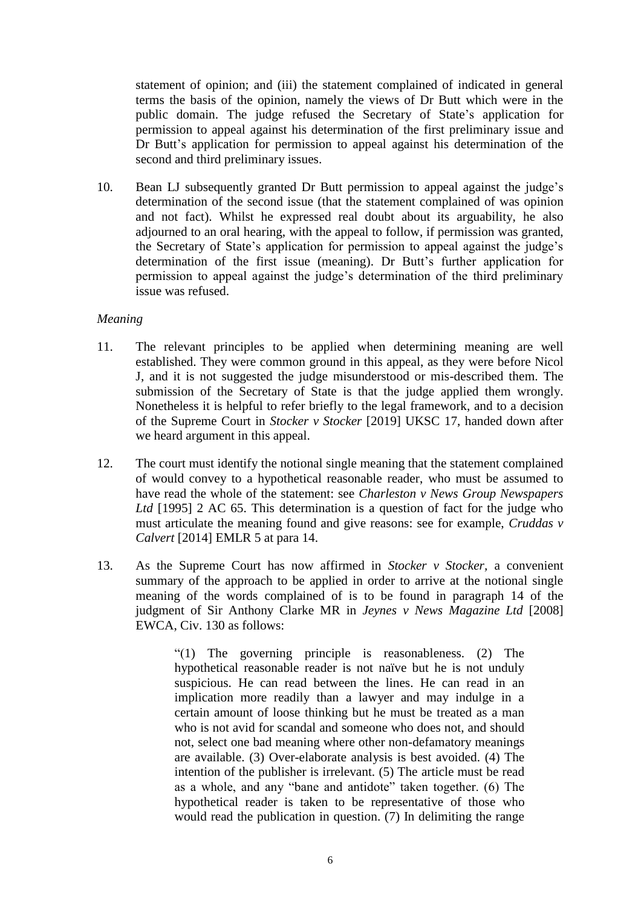statement of opinion; and (iii) the statement complained of indicated in general terms the basis of the opinion, namely the views of Dr Butt which were in the public domain. The judge refused the Secretary of State's application for permission to appeal against his determination of the first preliminary issue and Dr Butt's application for permission to appeal against his determination of the second and third preliminary issues.

10. Bean LJ subsequently granted Dr Butt permission to appeal against the judge's determination of the second issue (that the statement complained of was opinion and not fact). Whilst he expressed real doubt about its arguability, he also adjourned to an oral hearing, with the appeal to follow, if permission was granted, the Secretary of State's application for permission to appeal against the judge's determination of the first issue (meaning). Dr Butt's further application for permission to appeal against the judge's determination of the third preliminary issue was refused.

*Meaning*

11. The relevant principles to be applied when determining meaning are well established. They were common ground in this appeal, as they were before Nicol J, and it is not suggested the judge misunderstood or mis-described them. The submission of the Secretary of State is that the judge applied them wrongly. Nonetheless it is helpful to refer briefly to the legal framework, and to a decision of the Supreme Court in *Stocker v Stocker* [2019] UKSC 17, handed down after we heard argument in this appeal.

12. The court must identify the notional single meaning that the statement complained of would convey to a hypothetical reasonable reader, who must be assumed to have read the whole of the statement: see *Charleston v News Group Newspapers Ltd* [1995] 2 AC 65. This determination is a question of fact for the judge who must articulate the meaning found and give reasons: see for example, *Cruddas v Calvert* [2014] EMLR 5 at para 14.

13. As the Supreme Court has now affirmed in *Stocker v Stocker*, a convenient summary of the approach to be applied in order to arrive at the notional single meaning of the words complained of is to be found in paragraph 14 of the judgment of Sir Anthony Clarke MR in *Jeynes v News Magazine Ltd* [2008] EWCA, Civ. 130 as follows:

> "(1) The governing principle is reasonableness. (2) The hypothetical reasonable reader is not naïve but he is not unduly suspicious. He can read between the lines. He can read in an implication more readily than a lawyer and may indulge in a certain amount of loose thinking but he must be treated as a man who is not avid for scandal and someone who does not, and should not, select one bad meaning where other non-defamatory meanings are available. (3) Over-elaborate analysis is best avoided. (4) The intention of the publisher is irrelevant. (5) The article must be read as a whole, and any "bane and antidote" taken together. (6) The hypothetical reader is taken to be representative of those who would read the publication in question. (7) In delimiting the range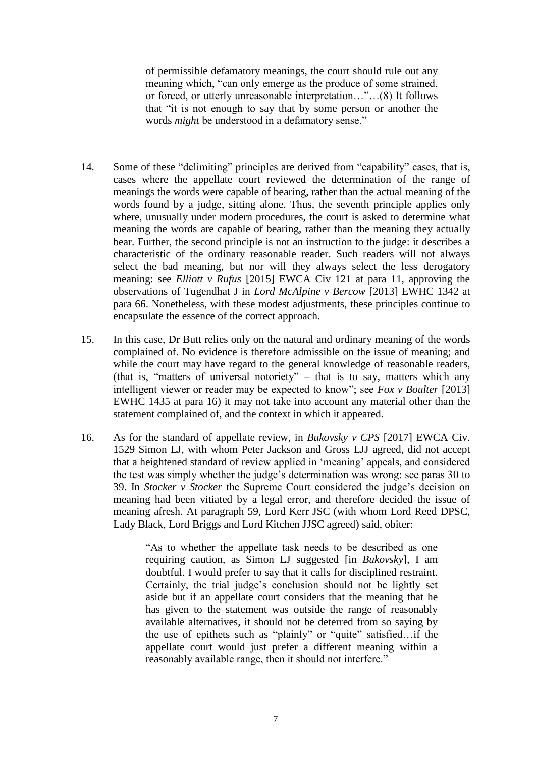> of permissible defamatory meanings, the court should rule out any meaning which, "can only emerge as the produce of some strained, or forced, or utterly unreasonable interpretation…"…(8) It follows that "it is not enough to say that by some person or another the words *might* be understood in a defamatory sense."

14. Some of these "delimiting" principles are derived from "capability" cases, that is, cases where the appellate court reviewed the determination of the range of meanings the words were capable of bearing, rather than the actual meaning of the words found by a judge, sitting alone. Thus, the seventh principle applies only where, unusually under modern procedures, the court is asked to determine what meaning the words are capable of bearing, rather than the meaning they actually bear. Further, the second principle is not an instruction to the judge: it describes a characteristic of the ordinary reasonable reader. Such readers will not always select the bad meaning, but nor will they always select the less derogatory meaning: see *Elliott v Rufus* [2015] EWCA Civ 121 at para 11, approving the observations of Tugendhat J in *Lord McAlpine v Bercow* [2013] EWHC 1342 at para 66. Nonetheless, with these modest adjustments, these principles continue to encapsulate the essence of the correct approach.

15. In this case, Dr Butt relies only on the natural and ordinary meaning of the words complained of. No evidence is therefore admissible on the issue of meaning; and while the court may have regard to the general knowledge of reasonable readers, (that is, "matters of universal notoriety" – that is to say, matters which any intelligent viewer or reader may be expected to know"; see *Fox v Boulter* [2013] EWHC 1435 at para 16) it may not take into account any material other than the statement complained of, and the context in which it appeared.

16. As for the standard of appellate review, in *Bukovsky v CPS* [2017] EWCA Civ. 1529 Simon LJ, with whom Peter Jackson and Gross LJJ agreed, did not accept that a heightened standard of review applied in 'meaning' appeals, and considered the test was simply whether the judge's determination was wrong: see paras 30 to 39. In *Stocker v Stocker* the Supreme Court considered the judge's decision on meaning had been vitiated by a legal error, and therefore decided the issue of meaning afresh. At paragraph 59, Lord Kerr JSC (with whom Lord Reed DPSC, Lady Black, Lord Briggs and Lord Kitchen JJSC agreed) said, obiter:

> "As to whether the appellate task needs to be described as one requiring caution, as Simon LJ suggested [in *Bukovsky*], I am doubtful. I would prefer to say that it calls for disciplined restraint. Certainly, the trial judge's conclusion should not be lightly set aside but if an appellate court considers that the meaning that he has given to the statement was outside the range of reasonably available alternatives, it should not be deterred from so saying by the use of epithets such as "plainly" or "quite" satisfied…if the appellate court would just prefer a different meaning within a reasonably available range, then it should not interfere."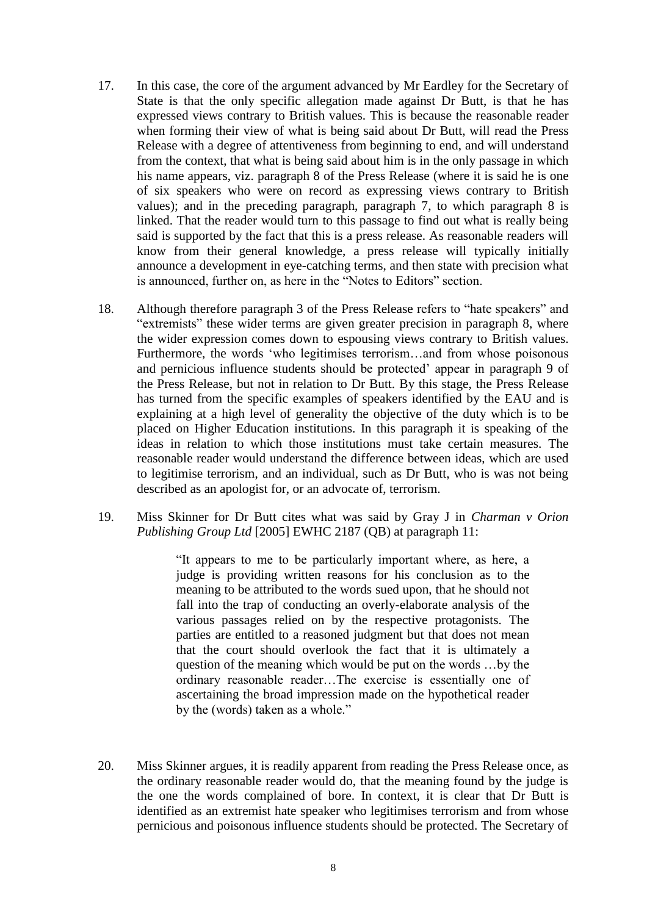17. In this case, the core of the argument advanced by Mr Eardley for the Secretary of State is that the only specific allegation made against Dr Butt, is that he has expressed views contrary to British values. This is because the reasonable reader when forming their view of what is being said about Dr Butt, will read the Press Release with a degree of attentiveness from beginning to end, and will understand from the context, that what is being said about him is in the only passage in which his name appears, viz. paragraph 8 of the Press Release (where it is said he is one of six speakers who were on record as expressing views contrary to British values); and in the preceding paragraph, paragraph 7, to which paragraph 8 is linked. That the reader would turn to this passage to find out what is really being said is supported by the fact that this is a press release. As reasonable readers will know from their general knowledge, a press release will typically initially announce a development in eye-catching terms, and then state with precision what is announced, further on, as here in the "Notes to Editors" section.

18. Although therefore paragraph 3 of the Press Release refers to "hate speakers" and "extremists" these wider terms are given greater precision in paragraph 8, where the wider expression comes down to espousing views contrary to British values. Furthermore, the words 'who legitimises terrorism…and from whose poisonous and pernicious influence students should be protected' appear in paragraph 9 of the Press Release, but not in relation to Dr Butt. By this stage, the Press Release has turned from the specific examples of speakers identified by the EAU and is explaining at a high level of generality the objective of the duty which is to be placed on Higher Education institutions. In this paragraph it is speaking of the ideas in relation to which those institutions must take certain measures. The reasonable reader would understand the difference between ideas, which are used to legitimise terrorism, and an individual, such as Dr Butt, who is was not being described as an apologist for, or an advocate of, terrorism.

19. Miss Skinner for Dr Butt cites what was said by Gray J in *Charman v Orion Publishing Group Ltd* [2005] EWHC 2187 (QB) at paragraph 11:

> "It appears to me to be particularly important where, as here, a judge is providing written reasons for his conclusion as to the meaning to be attributed to the words sued upon, that he should not fall into the trap of conducting an overly-elaborate analysis of the various passages relied on by the respective protagonists. The parties are entitled to a reasoned judgment but that does not mean that the court should overlook the fact that it is ultimately a question of the meaning which would be put on the words …by the ordinary reasonable reader…The exercise is essentially one of ascertaining the broad impression made on the hypothetical reader by the (words) taken as a whole."

20. Miss Skinner argues, it is readily apparent from reading the Press Release once, as the ordinary reasonable reader would do, that the meaning found by the judge is the one the words complained of bore. In context, it is clear that Dr Butt is identified as an extremist hate speaker who legitimises terrorism and from whose pernicious and poisonous influence students should be protected. The Secretary of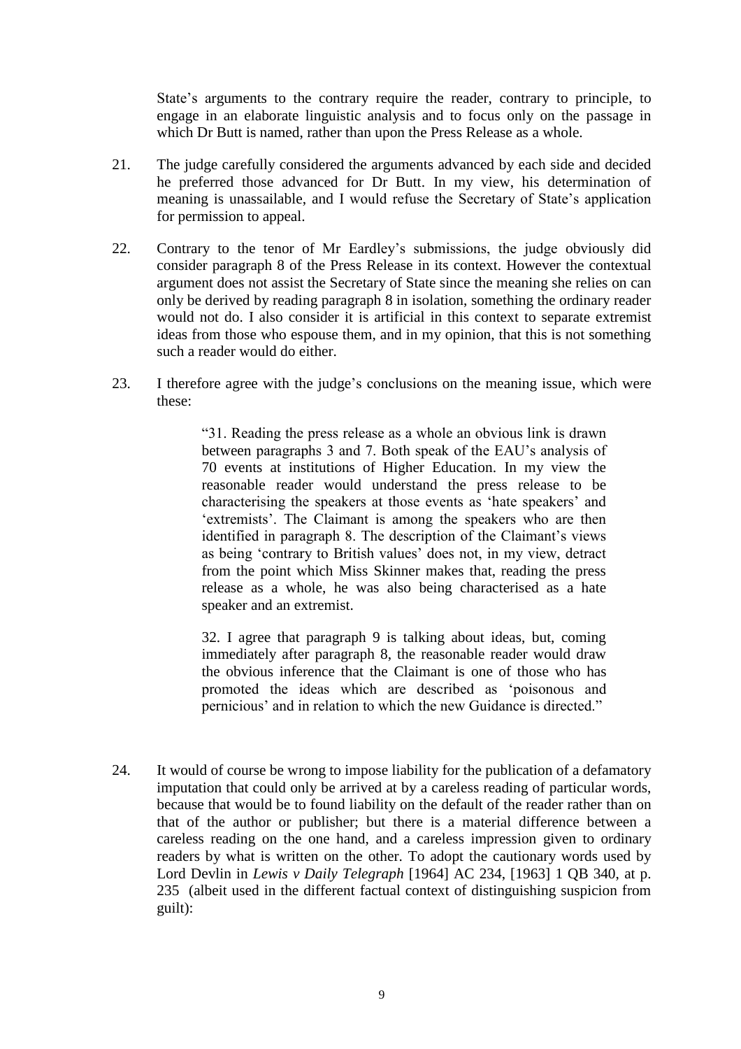State's arguments to the contrary require the reader, contrary to principle, to engage in an elaborate linguistic analysis and to focus only on the passage in which Dr Butt is named, rather than upon the Press Release as a whole.

21. The judge carefully considered the arguments advanced by each side and decided he preferred those advanced for Dr Butt. In my view, his determination of meaning is unassailable, and I would refuse the Secretary of State's application for permission to appeal.

22. Contrary to the tenor of Mr Eardley's submissions, the judge obviously did consider paragraph 8 of the Press Release in its context. However the contextual argument does not assist the Secretary of State since the meaning she relies on can only be derived by reading paragraph 8 in isolation, something the ordinary reader would not do. I also consider it is artificial in this context to separate extremist ideas from those who espouse them, and in my opinion, that this is not something such a reader would do either.

23. I therefore agree with the judge's conclusions on the meaning issue, which were these:

> "31. Reading the press release as a whole an obvious link is drawn between paragraphs 3 and 7. Both speak of the EAU's analysis of 70 events at institutions of Higher Education. In my view the reasonable reader would understand the press release to be characterising the speakers at those events as 'hate speakers' and 'extremists'. The Claimant is among the speakers who are then identified in paragraph 8. The description of the Claimant's views as being 'contrary to British values' does not, in my view, detract from the point which Miss Skinner makes that, reading the press release as a whole, he was also being characterised as a hate speaker and an extremist.
>
> 32. I agree that paragraph 9 is talking about ideas, but, coming immediately after paragraph 8, the reasonable reader would draw the obvious inference that the Claimant is one of those who has promoted the ideas which are described as 'poisonous and pernicious' and in relation to which the new Guidance is directed."

24. It would of course be wrong to impose liability for the publication of a defamatory imputation that could only be arrived at by a careless reading of particular words, because that would be to found liability on the default of the reader rather than on that of the author or publisher; but there is a material difference between a careless reading on the one hand, and a careless impression given to ordinary readers by what is written on the other. To adopt the cautionary words used by Lord Devlin in *Lewis v Daily Telegraph* [1964] AC 234, [1963] 1 QB 340, at p. 235 (albeit used in the different factual context of distinguishing suspicion from guilt):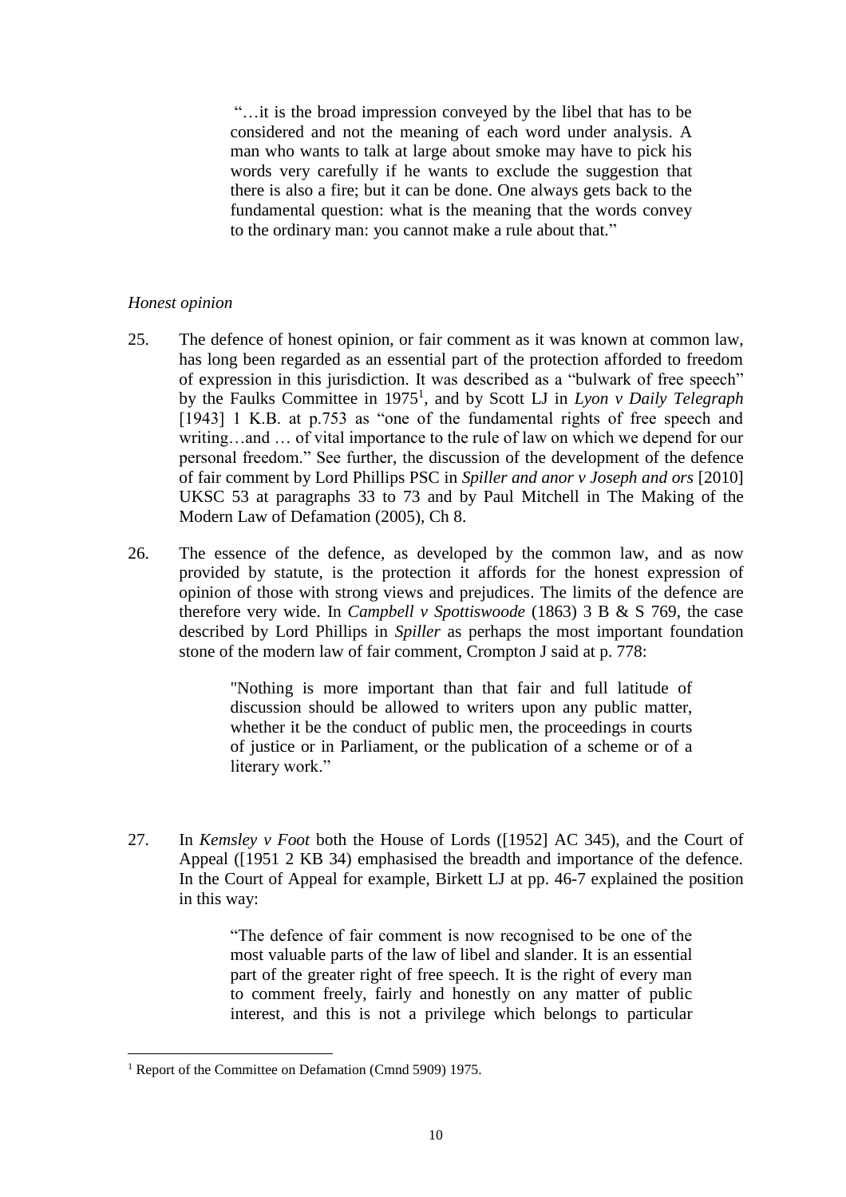> "…it is the broad impression conveyed by the libel that has to be considered and not the meaning of each word under analysis. A man who wants to talk at large about smoke may have to pick his words very carefully if he wants to exclude the suggestion that there is also a fire; but it can be done. One always gets back to the fundamental question: what is the meaning that the words convey to the ordinary man: you cannot make a rule about that."

*Honest opinion*

25. The defence of honest opinion, or fair comment as it was known at common law, has long been regarded as an essential part of the protection afforded to freedom of expression in this jurisdiction. It was described as a "bulwark of free speech" by the Faulks Committee in 1975[1], and by Scott LJ in *Lyon v Daily Telegraph* [1943] 1 K.B. at p.753 as "one of the fundamental rights of free speech and writing…and … of vital importance to the rule of law on which we depend for our personal freedom." See further, the discussion of the development of the defence of fair comment by Lord Phillips PSC in *Spiller and anor v Joseph and ors* [2010] UKSC 53 at paragraphs 33 to 73 and by Paul Mitchell in The Making of the Modern Law of Defamation (2005), Ch 8.

26. The essence of the defence, as developed by the common law, and as now provided by statute, is the protection it affords for the honest expression of opinion of those with strong views and prejudices. The limits of the defence are therefore very wide. In *Campbell v Spottiswoode* (1863) 3 B & S 769, the case described by Lord Phillips in *Spiller* as perhaps the most important foundation stone of the modern law of fair comment, Crompton J said at p. 778:

> "Nothing is more important than that fair and full latitude of discussion should be allowed to writers upon any public matter, whether it be the conduct of public men, the proceedings in courts of justice or in Parliament, or the publication of a scheme or of a literary work."

27. In *Kemsley v Foot* both the House of Lords ([1952] AC 345), and the Court of Appeal ([1951 2 KB 34) emphasised the breadth and importance of the defence. In the Court of Appeal for example, Birkett LJ at pp. 46-7 explained the position in this way:

> "The defence of fair comment is now recognised to be one of the most valuable parts of the law of libel and slander. It is an essential part of the greater right of free speech. It is the right of every man to comment freely, fairly and honestly on any matter of public interest, and this is not a privilege which belongs to particular

[1] Report of the Committee on Defamation (Cmnd 5909) 1975.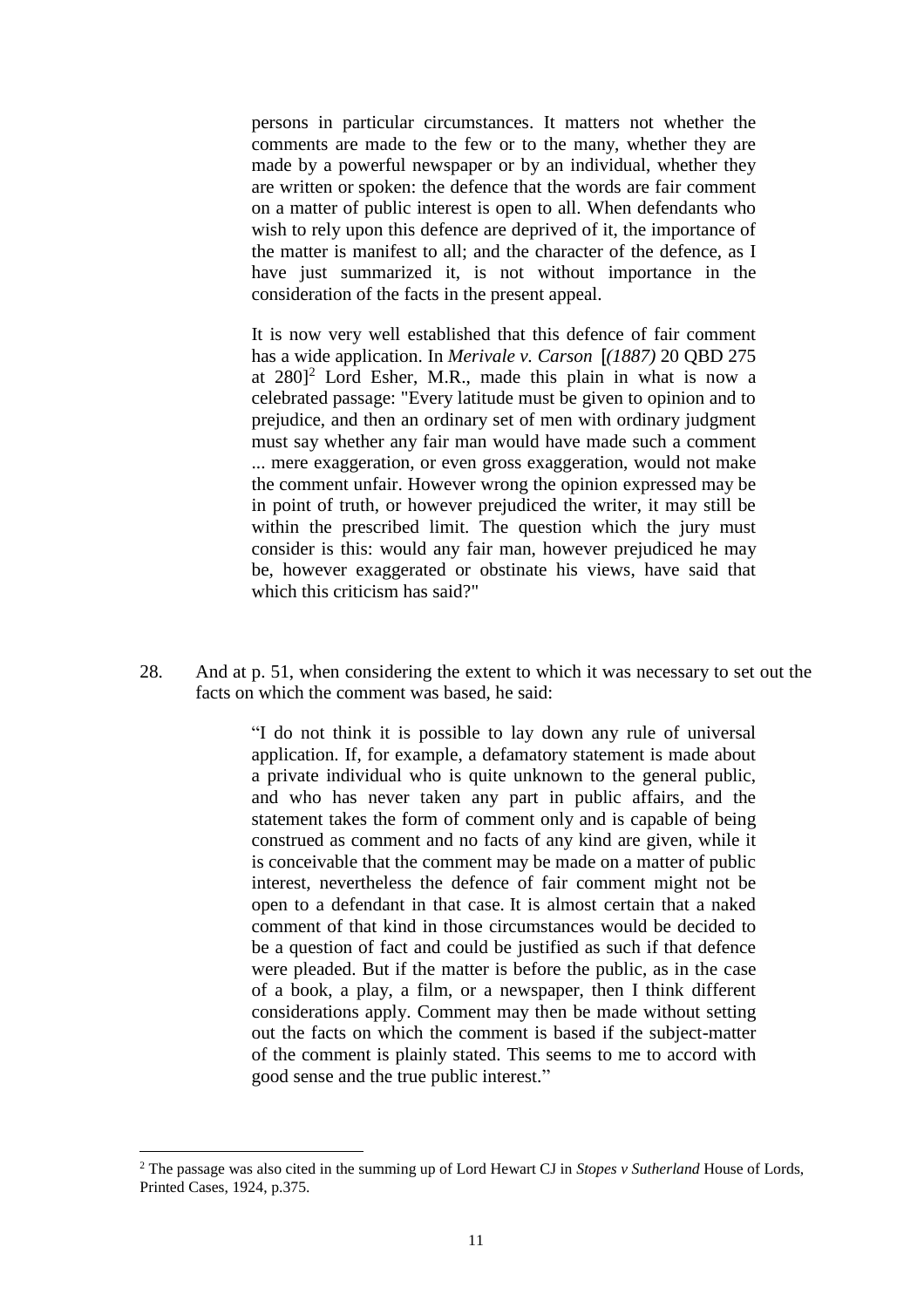> persons in particular circumstances. It matters not whether the comments are made to the few or to the many, whether they are made by a powerful newspaper or by an individual, whether they are written or spoken: the defence that the words are fair comment on a matter of public interest is open to all. When defendants who wish to rely upon this defence are deprived of it, the importance of the matter is manifest to all; and the character of the defence, as I have just summarized it, is not without importance in the consideration of the facts in the present appeal.
>
> It is now very well established that this defence of fair comment has a wide application. In *Merivale v. Carson* [*(1887)* 20 QBD 275 at 280][2] Lord Esher, M.R., made this plain in what is now a celebrated passage: "Every latitude must be given to opinion and to prejudice, and then an ordinary set of men with ordinary judgment must say whether any fair man would have made such a comment ... mere exaggeration, or even gross exaggeration, would not make the comment unfair. However wrong the opinion expressed may be in point of truth, or however prejudiced the writer, it may still be within the prescribed limit. The question which the jury must consider is this: would any fair man, however prejudiced he may be, however exaggerated or obstinate his views, have said that which this criticism has said?"

28. And at p. 51, when considering the extent to which it was necessary to set out the facts on which the comment was based, he said:

> "I do not think it is possible to lay down any rule of universal application. If, for example, a defamatory statement is made about a private individual who is quite unknown to the general public, and who has never taken any part in public affairs, and the statement takes the form of comment only and is capable of being construed as comment and no facts of any kind are given, while it is conceivable that the comment may be made on a matter of public interest, nevertheless the defence of fair comment might not be open to a defendant in that case. It is almost certain that a naked comment of that kind in those circumstances would be decided to be a question of fact and could be justified as such if that defence were pleaded. But if the matter is before the public, as in the case of a book, a play, a film, or a newspaper, then I think different considerations apply. Comment may then be made without setting out the facts on which the comment is based if the subject-matter of the comment is plainly stated. This seems to me to accord with good sense and the true public interest."

---

[2] The passage was also cited in the summing up of Lord Hewart CJ in *Stopes v Sutherland* House of Lords, Printed Cases, 1924, p.375.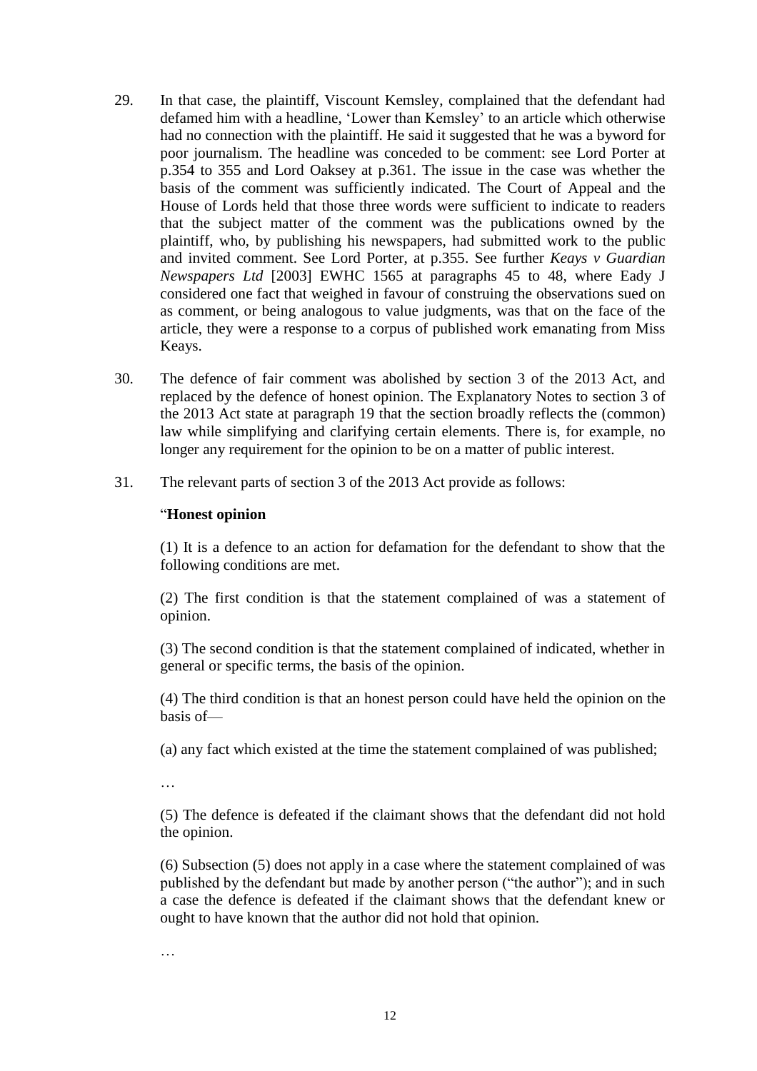29. In that case, the plaintiff, Viscount Kemsley, complained that the defendant had defamed him with a headline, 'Lower than Kemsley' to an article which otherwise had no connection with the plaintiff. He said it suggested that he was a byword for poor journalism. The headline was conceded to be comment: see Lord Porter at p.354 to 355 and Lord Oaksey at p.361. The issue in the case was whether the basis of the comment was sufficiently indicated. The Court of Appeal and the House of Lords held that those three words were sufficient to indicate to readers that the subject matter of the comment was the publications owned by the plaintiff, who, by publishing his newspapers, had submitted work to the public and invited comment. See Lord Porter, at p.355. See further *Keays v Guardian Newspapers Ltd* [2003] EWHC 1565 at paragraphs 45 to 48, where Eady J considered one fact that weighed in favour of construing the observations sued on as comment, or being analogous to value judgments, was that on the face of the article, they were a response to a corpus of published work emanating from Miss Keays.

30. The defence of fair comment was abolished by section 3 of the 2013 Act, and replaced by the defence of honest opinion. The Explanatory Notes to section 3 of the 2013 Act state at paragraph 19 that the section broadly reflects the (common) law while simplifying and clarifying certain elements. There is, for example, no longer any requirement for the opinion to be on a matter of public interest.

31. The relevant parts of section 3 of the 2013 Act provide as follows:

> "**Honest opinion**
>
> (1) It is a defence to an action for defamation for the defendant to show that the following conditions are met.
>
> (2) The first condition is that the statement complained of was a statement of opinion.
>
> (3) The second condition is that the statement complained of indicated, whether in general or specific terms, the basis of the opinion.
>
> (4) The third condition is that an honest person could have held the opinion on the basis of—
>
> (a) any fact which existed at the time the statement complained of was published;
>
> …
>
> (5) The defence is defeated if the claimant shows that the defendant did not hold the opinion.
>
> (6) Subsection (5) does not apply in a case where the statement complained of was published by the defendant but made by another person ("the author"); and in such a case the defence is defeated if the claimant shows that the defendant knew or ought to have known that the author did not hold that opinion.
>
> …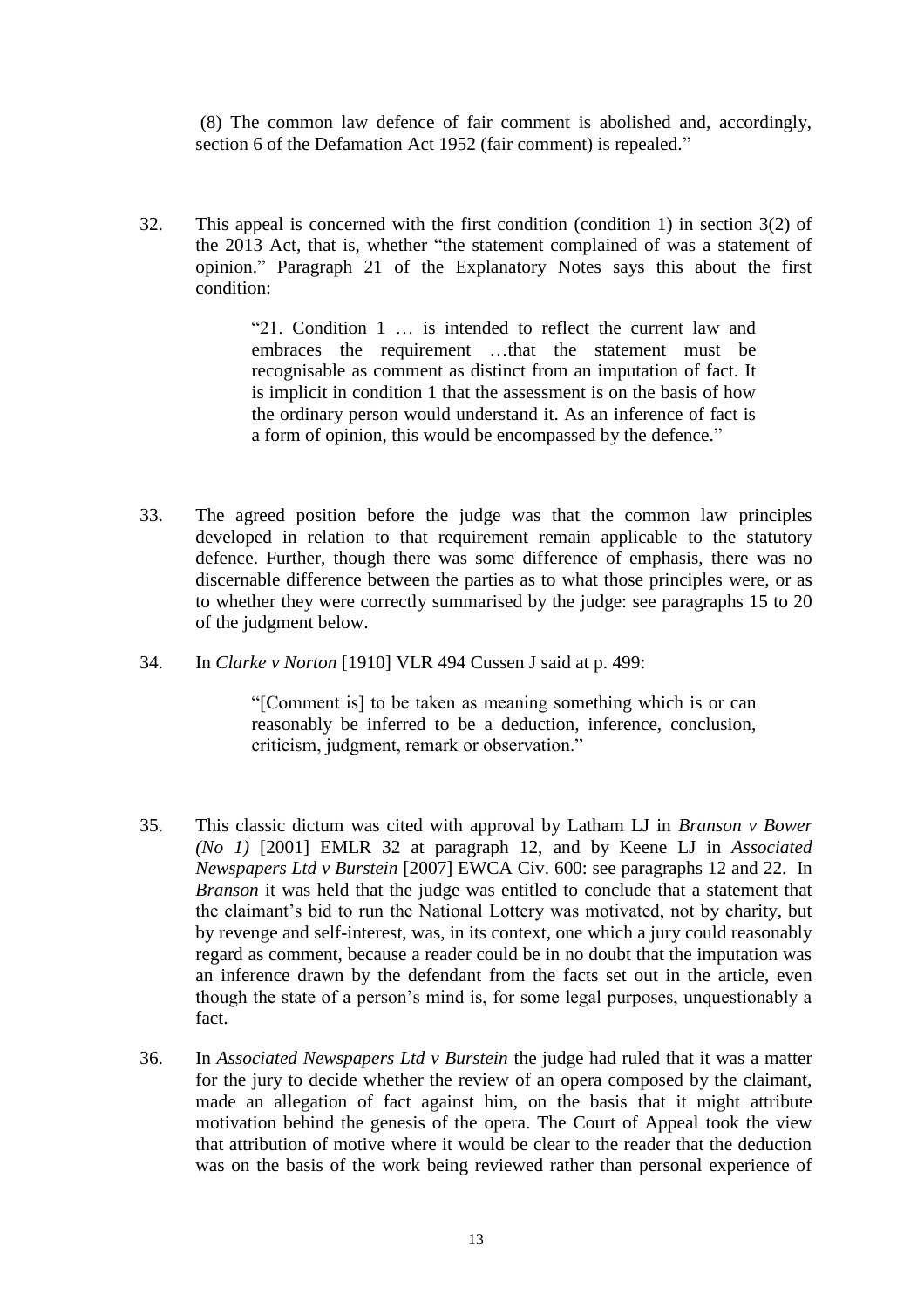(8) The common law defence of fair comment is abolished and, accordingly, section 6 of the Defamation Act 1952 (fair comment) is repealed."

32. This appeal is concerned with the first condition (condition 1) in section 3(2) of the 2013 Act, that is, whether "the statement complained of was a statement of opinion." Paragraph 21 of the Explanatory Notes says this about the first condition:

> "21. Condition 1 … is intended to reflect the current law and embraces the requirement …that the statement must be recognisable as comment as distinct from an imputation of fact. It is implicit in condition 1 that the assessment is on the basis of how the ordinary person would understand it. As an inference of fact is a form of opinion, this would be encompassed by the defence."

33. The agreed position before the judge was that the common law principles developed in relation to that requirement remain applicable to the statutory defence. Further, though there was some difference of emphasis, there was no discernable difference between the parties as to what those principles were, or as to whether they were correctly summarised by the judge: see paragraphs 15 to 20 of the judgment below.

34. In *Clarke v Norton* [1910] VLR 494 Cussen J said at p. 499:

> "[Comment is] to be taken as meaning something which is or can reasonably be inferred to be a deduction, inference, conclusion, criticism, judgment, remark or observation."

35. This classic dictum was cited with approval by Latham LJ in *Branson v Bower (No 1)* [2001] EMLR 32 at paragraph 12, and by Keene LJ in *Associated Newspapers Ltd v Burstein* [2007] EWCA Civ. 600: see paragraphs 12 and 22. In *Branson* it was held that the judge was entitled to conclude that a statement that the claimant's bid to run the National Lottery was motivated, not by charity, but by revenge and self-interest, was, in its context, one which a jury could reasonably regard as comment, because a reader could be in no doubt that the imputation was an inference drawn by the defendant from the facts set out in the article, even though the state of a person's mind is, for some legal purposes, unquestionably a fact.

36. In *Associated Newspapers Ltd v Burstein* the judge had ruled that it was a matter for the jury to decide whether the review of an opera composed by the claimant, made an allegation of fact against him, on the basis that it might attribute motivation behind the genesis of the opera. The Court of Appeal took the view that attribution of motive where it would be clear to the reader that the deduction was on the basis of the work being reviewed rather than personal experience of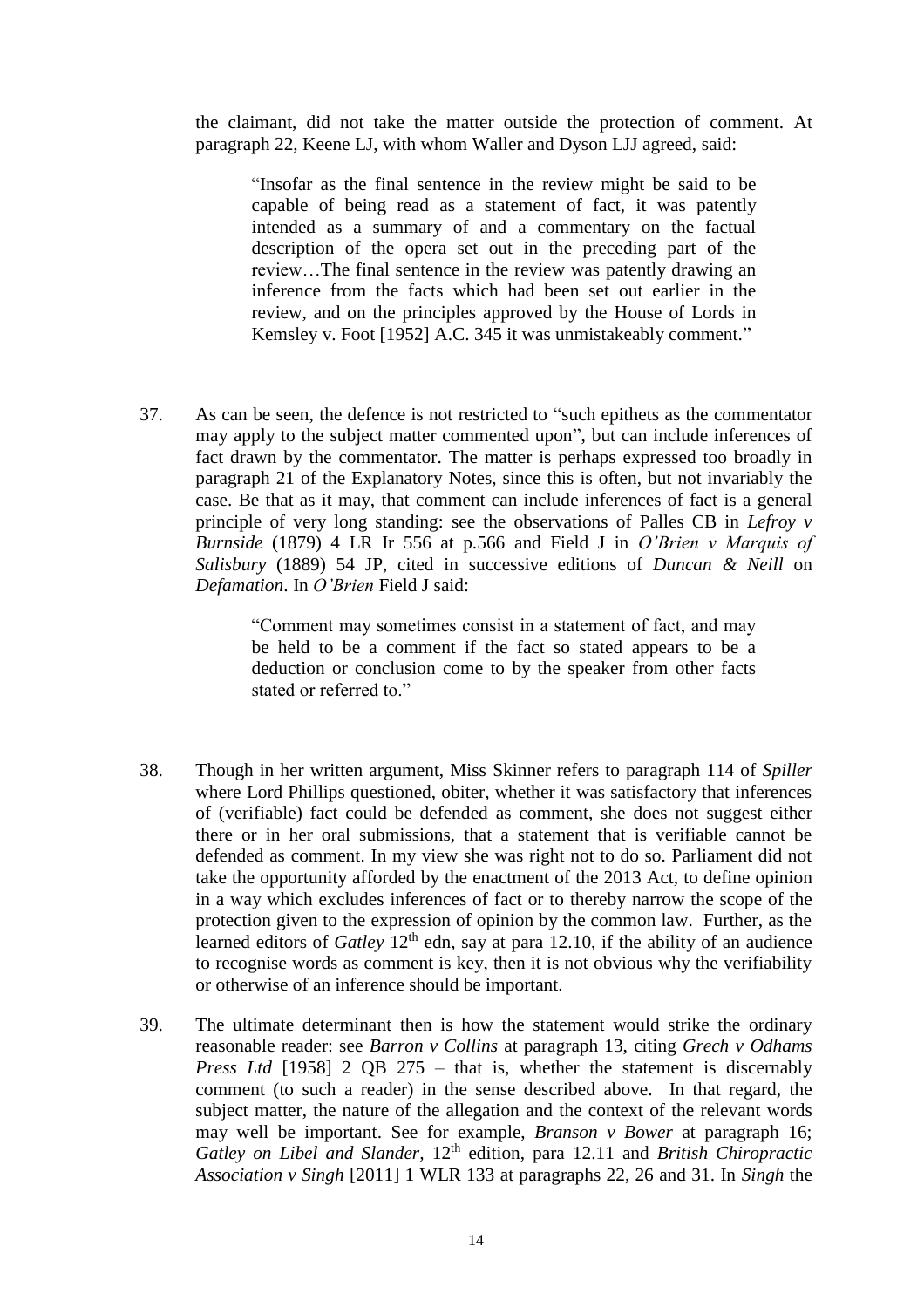the claimant, did not take the matter outside the protection of comment. At paragraph 22, Keene LJ, with whom Waller and Dyson LJJ agreed, said:

> "Insofar as the final sentence in the review might be said to be capable of being read as a statement of fact, it was patently intended as a summary of and a commentary on the factual description of the opera set out in the preceding part of the review…The final sentence in the review was patently drawing an inference from the facts which had been set out earlier in the review, and on the principles approved by the House of Lords in Kemsley v. Foot [1952] A.C. 345 it was unmistakeably comment."

37. As can be seen, the defence is not restricted to "such epithets as the commentator may apply to the subject matter commented upon", but can include inferences of fact drawn by the commentator. The matter is perhaps expressed too broadly in paragraph 21 of the Explanatory Notes, since this is often, but not invariably the case. Be that as it may, that comment can include inferences of fact is a general principle of very long standing: see the observations of Palles CB in *Lefroy v Burnside* (1879) 4 LR Ir 556 at p.566 and Field J in *O'Brien v Marquis of Salisbury* (1889) 54 JP, cited in successive editions of *Duncan & Neill* on *Defamation*. In *O'Brien* Field J said:

> "Comment may sometimes consist in a statement of fact, and may be held to be a comment if the fact so stated appears to be a deduction or conclusion come to by the speaker from other facts stated or referred to."

38. Though in her written argument, Miss Skinner refers to paragraph 114 of *Spiller* where Lord Phillips questioned, obiter, whether it was satisfactory that inferences of (verifiable) fact could be defended as comment, she does not suggest either there or in her oral submissions, that a statement that is verifiable cannot be defended as comment. In my view she was right not to do so. Parliament did not take the opportunity afforded by the enactment of the 2013 Act, to define opinion in a way which excludes inferences of fact or to thereby narrow the scope of the protection given to the expression of opinion by the common law. Further, as the learned editors of *Gatley* 12th edn, say at para 12.10, if the ability of an audience to recognise words as comment is key, then it is not obvious why the verifiability or otherwise of an inference should be important.

39. The ultimate determinant then is how the statement would strike the ordinary reasonable reader: see *Barron v Collins* at paragraph 13, citing *Grech v Odhams Press Ltd* [1958] 2 QB 275 – that is, whether the statement is discernably comment (to such a reader) in the sense described above. In that regard, the subject matter, the nature of the allegation and the context of the relevant words may well be important. See for example, *Branson v Bower* at paragraph 16; *Gatley on Libel and Slander*, 12th edition, para 12.11 and *British Chiropractic Association v Singh* [2011] 1 WLR 133 at paragraphs 22, 26 and 31. In *Singh* the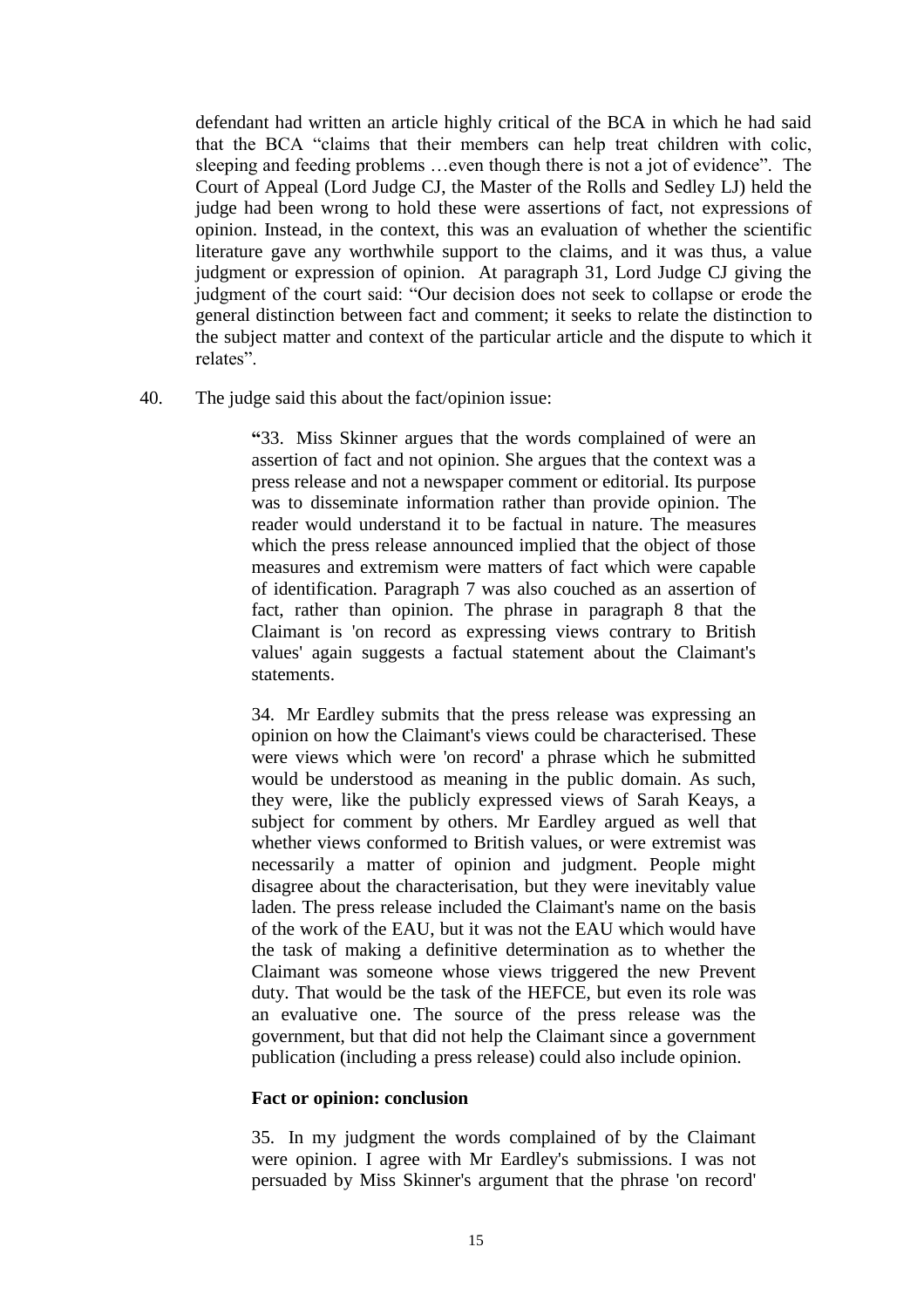defendant had written an article highly critical of the BCA in which he had said that the BCA "claims that their members can help treat children with colic, sleeping and feeding problems …even though there is not a jot of evidence". The Court of Appeal (Lord Judge CJ, the Master of the Rolls and Sedley LJ) held the judge had been wrong to hold these were assertions of fact, not expressions of opinion. Instead, in the context, this was an evaluation of whether the scientific literature gave any worthwhile support to the claims, and it was thus, a value judgment or expression of opinion. At paragraph 31, Lord Judge CJ giving the judgment of the court said: "Our decision does not seek to collapse or erode the general distinction between fact and comment; it seeks to relate the distinction to the subject matter and context of the particular article and the dispute to which it relates".

40. The judge said this about the fact/opinion issue:

> **"**33. Miss Skinner argues that the words complained of were an assertion of fact and not opinion. She argues that the context was a press release and not a newspaper comment or editorial. Its purpose was to disseminate information rather than provide opinion. The reader would understand it to be factual in nature. The measures which the press release announced implied that the object of those measures and extremism were matters of fact which were capable of identification. Paragraph 7 was also couched as an assertion of fact, rather than opinion. The phrase in paragraph 8 that the Claimant is 'on record as expressing views contrary to British values' again suggests a factual statement about the Claimant's statements.
>
> 34. Mr Eardley submits that the press release was expressing an opinion on how the Claimant's views could be characterised. These were views which were 'on record' a phrase which he submitted would be understood as meaning in the public domain. As such, they were, like the publicly expressed views of Sarah Keays, a subject for comment by others. Mr Eardley argued as well that whether views conformed to British values, or were extremist was necessarily a matter of opinion and judgment. People might disagree about the characterisation, but they were inevitably value laden. The press release included the Claimant's name on the basis of the work of the EAU, but it was not the EAU which would have the task of making a definitive determination as to whether the Claimant was someone whose views triggered the new Prevent duty. That would be the task of the HEFCE, but even its role was an evaluative one. The source of the press release was the government, but that did not help the Claimant since a government publication (including a press release) could also include opinion.
>
> **Fact or opinion: conclusion**
>
> 35. In my judgment the words complained of by the Claimant were opinion. I agree with Mr Eardley's submissions. I was not persuaded by Miss Skinner's argument that the phrase 'on record'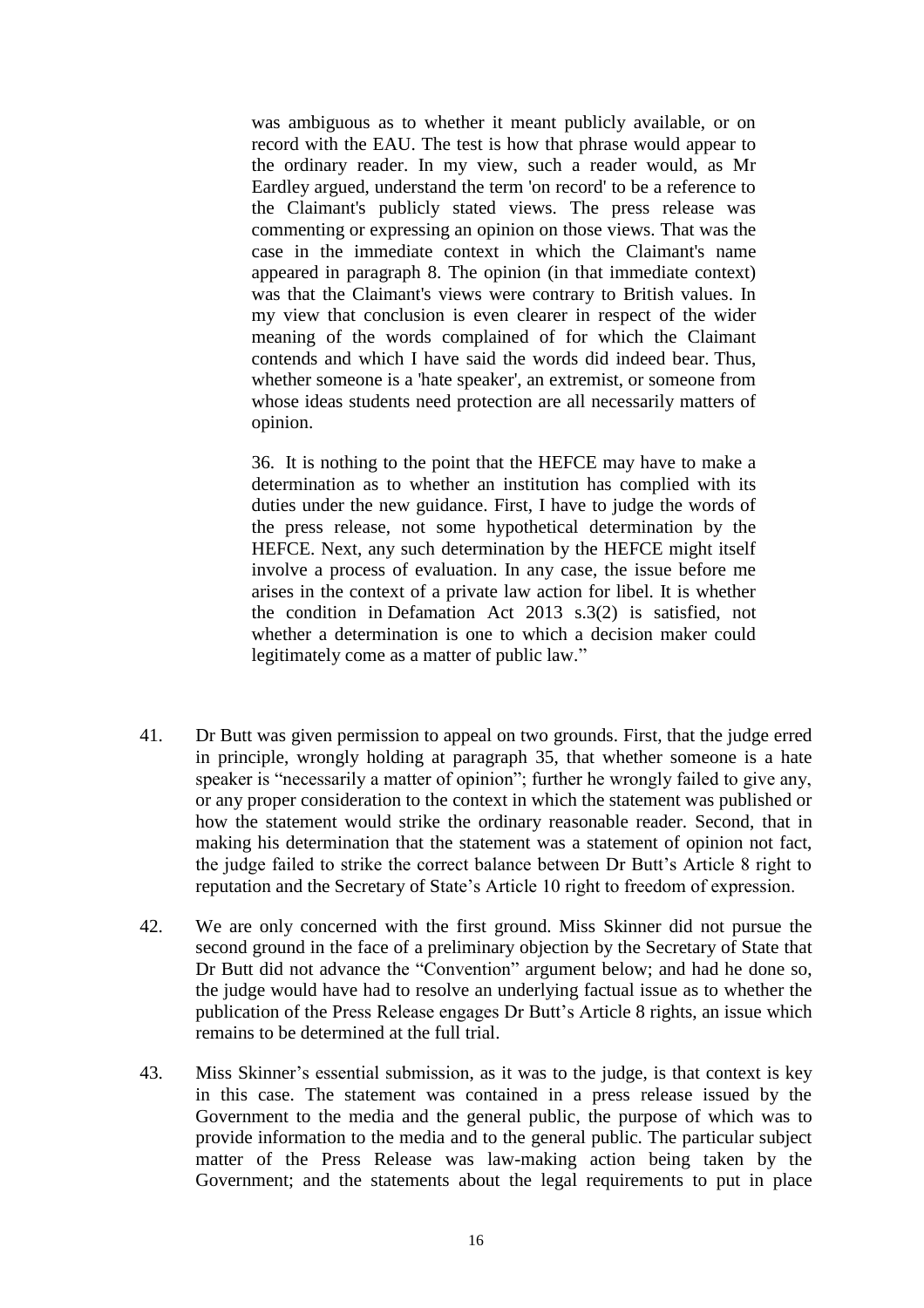> was ambiguous as to whether it meant publicly available, or on record with the EAU. The test is how that phrase would appear to the ordinary reader. In my view, such a reader would, as Mr Eardley argued, understand the term 'on record' to be a reference to the Claimant's publicly stated views. The press release was commenting or expressing an opinion on those views. That was the case in the immediate context in which the Claimant's name appeared in paragraph 8. The opinion (in that immediate context) was that the Claimant's views were contrary to British values. In my view that conclusion is even clearer in respect of the wider meaning of the words complained of for which the Claimant contends and which I have said the words did indeed bear. Thus, whether someone is a 'hate speaker', an extremist, or someone from whose ideas students need protection are all necessarily matters of opinion.
>
> 36. It is nothing to the point that the HEFCE may have to make a determination as to whether an institution has complied with its duties under the new guidance. First, I have to judge the words of the press release, not some hypothetical determination by the HEFCE. Next, any such determination by the HEFCE might itself involve a process of evaluation. In any case, the issue before me arises in the context of a private law action for libel. It is whether the condition in Defamation Act 2013 s.3(2) is satisfied, not whether a determination is one to which a decision maker could legitimately come as a matter of public law."

41. Dr Butt was given permission to appeal on two grounds. First, that the judge erred in principle, wrongly holding at paragraph 35, that whether someone is a hate speaker is "necessarily a matter of opinion"; further he wrongly failed to give any, or any proper consideration to the context in which the statement was published or how the statement would strike the ordinary reasonable reader. Second, that in making his determination that the statement was a statement of opinion not fact, the judge failed to strike the correct balance between Dr Butt's Article 8 right to reputation and the Secretary of State's Article 10 right to freedom of expression.

42. We are only concerned with the first ground. Miss Skinner did not pursue the second ground in the face of a preliminary objection by the Secretary of State that Dr Butt did not advance the "Convention" argument below; and had he done so, the judge would have had to resolve an underlying factual issue as to whether the publication of the Press Release engages Dr Butt's Article 8 rights, an issue which remains to be determined at the full trial.

43. Miss Skinner's essential submission, as it was to the judge, is that context is key in this case. The statement was contained in a press release issued by the Government to the media and the general public, the purpose of which was to provide information to the media and to the general public. The particular subject matter of the Press Release was law-making action being taken by the Government; and the statements about the legal requirements to put in place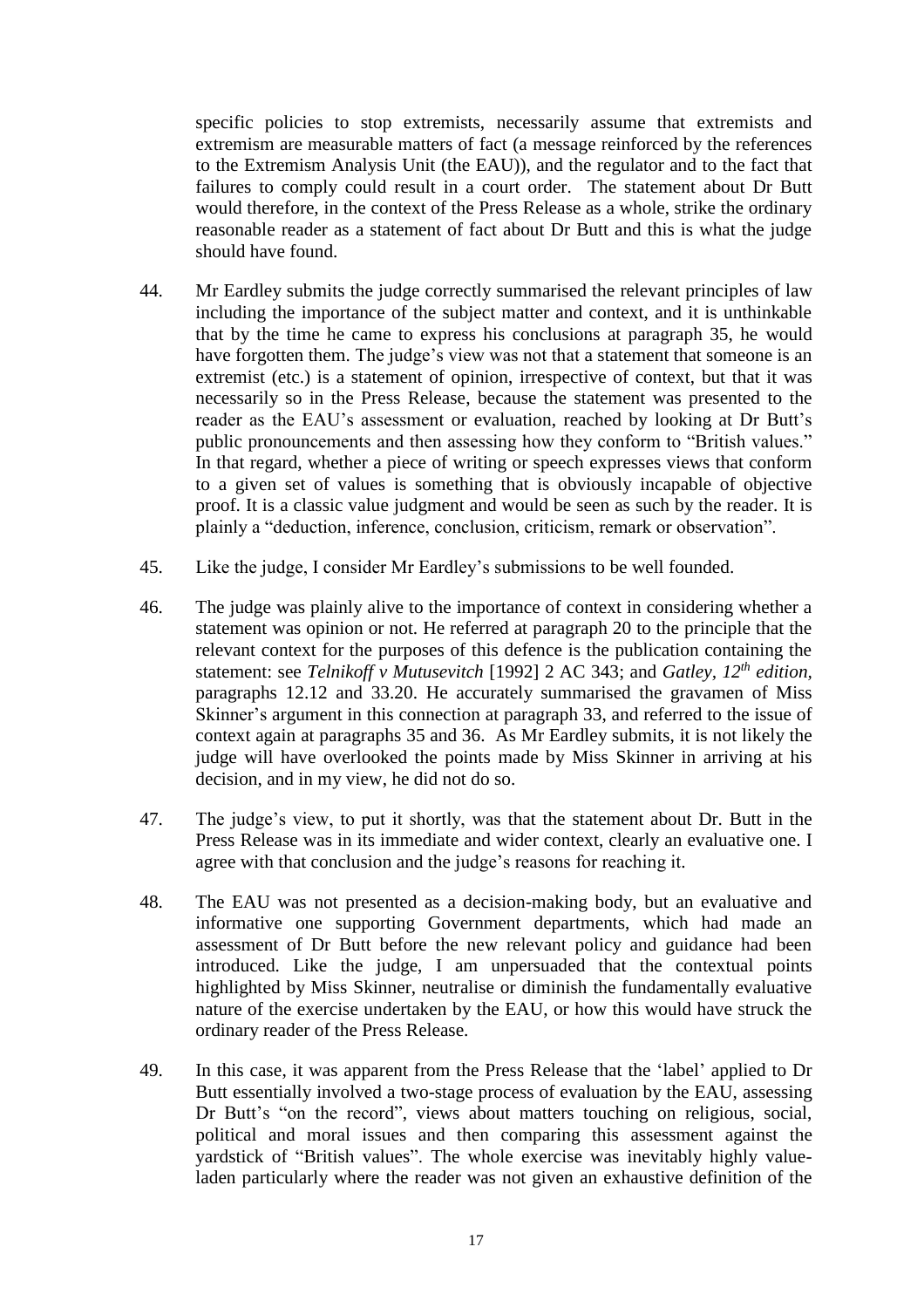specific policies to stop extremists, necessarily assume that extremists and extremism are measurable matters of fact (a message reinforced by the references to the Extremism Analysis Unit (the EAU)), and the regulator and to the fact that failures to comply could result in a court order. The statement about Dr Butt would therefore, in the context of the Press Release as a whole, strike the ordinary reasonable reader as a statement of fact about Dr Butt and this is what the judge should have found.

44. Mr Eardley submits the judge correctly summarised the relevant principles of law including the importance of the subject matter and context, and it is unthinkable that by the time he came to express his conclusions at paragraph 35, he would have forgotten them. The judge's view was not that a statement that someone is an extremist (etc.) is a statement of opinion, irrespective of context, but that it was necessarily so in the Press Release, because the statement was presented to the reader as the EAU's assessment or evaluation, reached by looking at Dr Butt's public pronouncements and then assessing how they conform to "British values." In that regard, whether a piece of writing or speech expresses views that conform to a given set of values is something that is obviously incapable of objective proof. It is a classic value judgment and would be seen as such by the reader. It is plainly a "deduction, inference, conclusion, criticism, remark or observation".

45. Like the judge, I consider Mr Eardley's submissions to be well founded.

46. The judge was plainly alive to the importance of context in considering whether a statement was opinion or not. He referred at paragraph 20 to the principle that the relevant context for the purposes of this defence is the publication containing the statement: see *Telnikoff v Mutusevitch* [1992] 2 AC 343; and *Gatley, 12th edition*, paragraphs 12.12 and 33.20. He accurately summarised the gravamen of Miss Skinner's argument in this connection at paragraph 33, and referred to the issue of context again at paragraphs 35 and 36. As Mr Eardley submits, it is not likely the judge will have overlooked the points made by Miss Skinner in arriving at his decision, and in my view, he did not do so.

47. The judge's view, to put it shortly, was that the statement about Dr. Butt in the Press Release was in its immediate and wider context, clearly an evaluative one. I agree with that conclusion and the judge's reasons for reaching it.

48. The EAU was not presented as a decision-making body, but an evaluative and informative one supporting Government departments, which had made an assessment of Dr Butt before the new relevant policy and guidance had been introduced. Like the judge, I am unpersuaded that the contextual points highlighted by Miss Skinner, neutralise or diminish the fundamentally evaluative nature of the exercise undertaken by the EAU, or how this would have struck the ordinary reader of the Press Release.

49. In this case, it was apparent from the Press Release that the 'label' applied to Dr Butt essentially involved a two-stage process of evaluation by the EAU, assessing Dr Butt's "on the record", views about matters touching on religious, social, political and moral issues and then comparing this assessment against the yardstick of "British values". The whole exercise was inevitably highly value-laden particularly where the reader was not given an exhaustive definition of the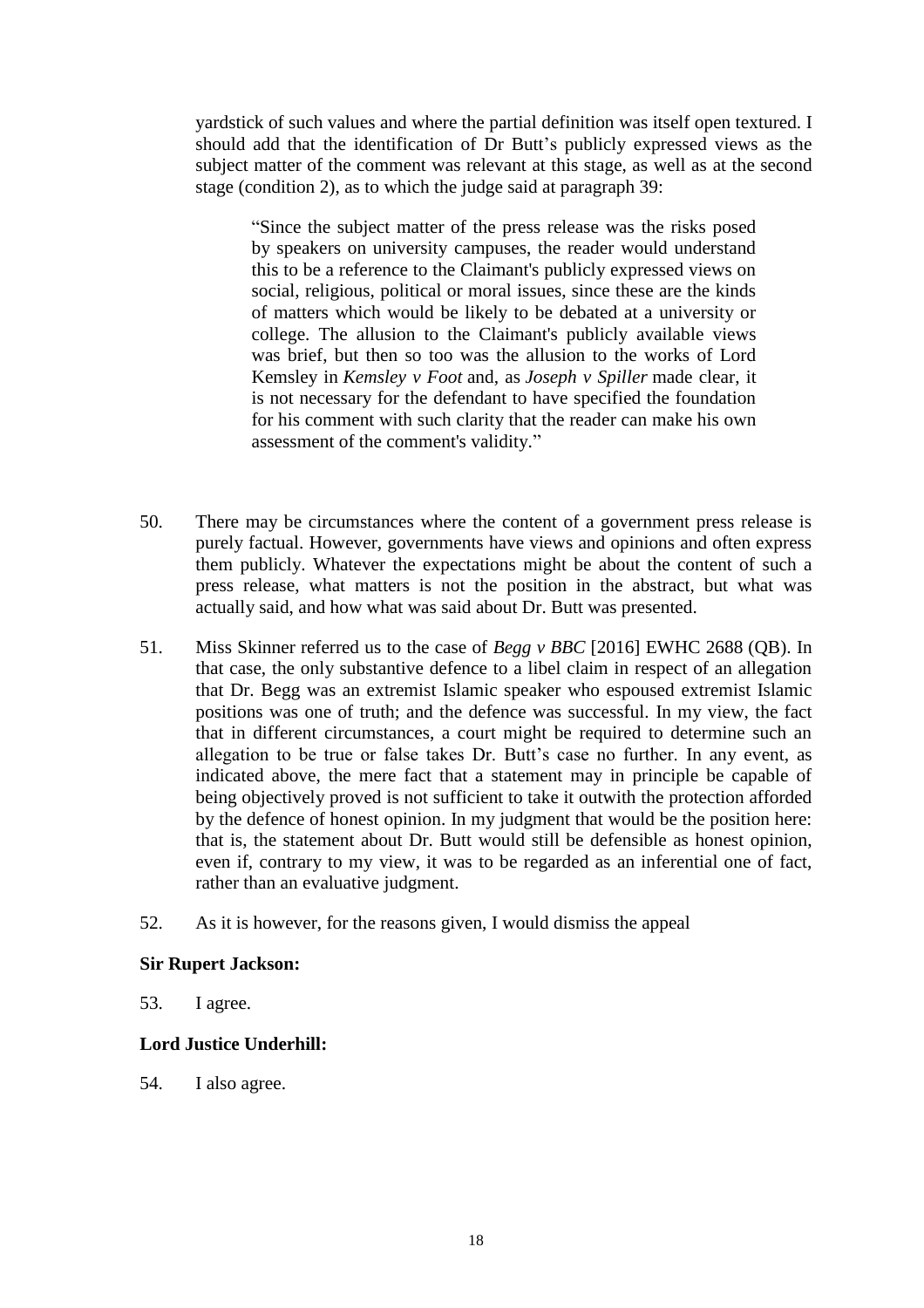yardstick of such values and where the partial definition was itself open textured. I should add that the identification of Dr Butt's publicly expressed views as the subject matter of the comment was relevant at this stage, as well as at the second stage (condition 2), as to which the judge said at paragraph 39:

> "Since the subject matter of the press release was the risks posed by speakers on university campuses, the reader would understand this to be a reference to the Claimant's publicly expressed views on social, religious, political or moral issues, since these are the kinds of matters which would be likely to be debated at a university or college. The allusion to the Claimant's publicly available views was brief, but then so too was the allusion to the works of Lord Kemsley in *Kemsley v Foot* and, as *Joseph v Spiller* made clear, it is not necessary for the defendant to have specified the foundation for his comment with such clarity that the reader can make his own assessment of the comment's validity."

50. There may be circumstances where the content of a government press release is purely factual. However, governments have views and opinions and often express them publicly. Whatever the expectations might be about the content of such a press release, what matters is not the position in the abstract, but what was actually said, and how what was said about Dr. Butt was presented.

51. Miss Skinner referred us to the case of *Begg v BBC* [2016] EWHC 2688 (QB). In that case, the only substantive defence to a libel claim in respect of an allegation that Dr. Begg was an extremist Islamic speaker who espoused extremist Islamic positions was one of truth; and the defence was successful. In my view, the fact that in different circumstances, a court might be required to determine such an allegation to be true or false takes Dr. Butt's case no further. In any event, as indicated above, the mere fact that a statement may in principle be capable of being objectively proved is not sufficient to take it outwith the protection afforded by the defence of honest opinion. In my judgment that would be the position here: that is, the statement about Dr. Butt would still be defensible as honest opinion, even if, contrary to my view, it was to be regarded as an inferential one of fact, rather than an evaluative judgment.

52. As it is however, for the reasons given, I would dismiss the appeal

**Sir Rupert Jackson:**

53. I agree.

**Lord Justice Underhill:**

54. I also agree.